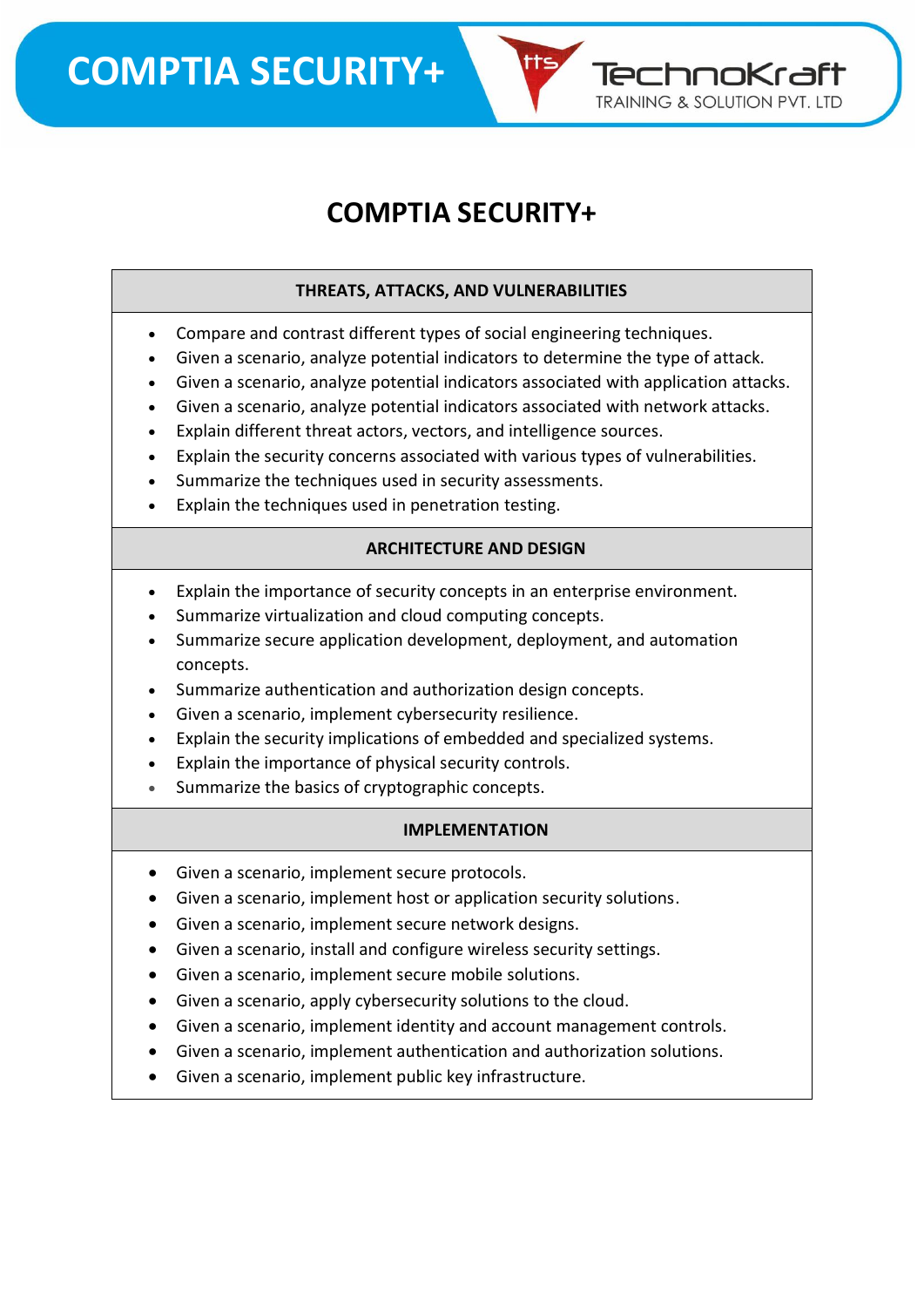# COMPTIA SECURITY+

## THREATS, ATTACKS, AND VULNERABILITIES

- Compare and contrast different types of social engineering techniques.
- Given a scenario, analyze potential indicators to determine the type of attack.
- Given a scenario, analyze potential indicators associated with application attacks.
- Given a scenario, analyze potential indicators associated with network attacks.
- Explain different threat actors, vectors, and intelligence sources.
- Explain the security concerns associated with various types of vulnerabilities.
- Summarize the techniques used in security assessments.
- Explain the techniques used in penetration testing.

## ARCHITECTURE AND DESIGN

- Explain the importance of security concepts in an enterprise environment.
- Summarize virtualization and cloud computing concepts.
- Summarize secure application development, deployment, and automation concepts.
- Summarize authentication and authorization design concepts.
- Given a scenario, implement cybersecurity resilience.
- Explain the security implications of embedded and specialized systems.
- Explain the importance of physical security controls.
- Summarize the basics of cryptographic concepts.

## IMPLEMENTATION

- Given a scenario, implement secure protocols.
- Given a scenario, implement host or application security solutions.
- Given a scenario, implement secure network designs.
- Given a scenario, install and configure wireless security settings.
- Given a scenario, implement secure mobile solutions.
- Given a scenario, apply cybersecurity solutions to the cloud.
- Given a scenario, implement identity and account management controls.
- Given a scenario, implement authentication and authorization solutions.
- Given a scenario, implement public key infrastructure.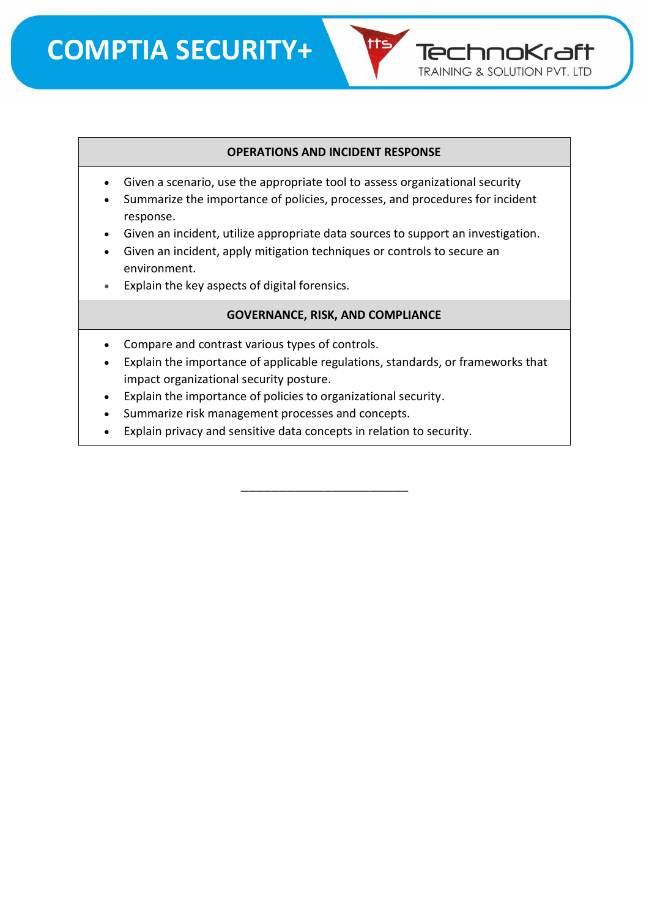| OPERATIONS AND INCIDENT RESPONSE |
|---|
| • Given a scenario, use the appropriate tool to assess organizational security<br>• Summarize the importance of policies, processes, and procedures for incident response.<br>• Given an incident, utilize appropriate data sources to support an investigation.<br>• Given an incident, apply mitigation techniques or controls to secure an environment.<br>• Explain the key aspects of digital forensics. |
| **GOVERNANCE, RISK, AND COMPLIANCE** |
| • Compare and contrast various types of controls.<br>• Explain the importance of applicable regulations, standards, or frameworks that impact organizational security posture.<br>• Explain the importance of policies to organizational security.<br>• Summarize risk management processes and concepts.<br>• Explain privacy and sensitive data concepts in relation to security. |

_________________________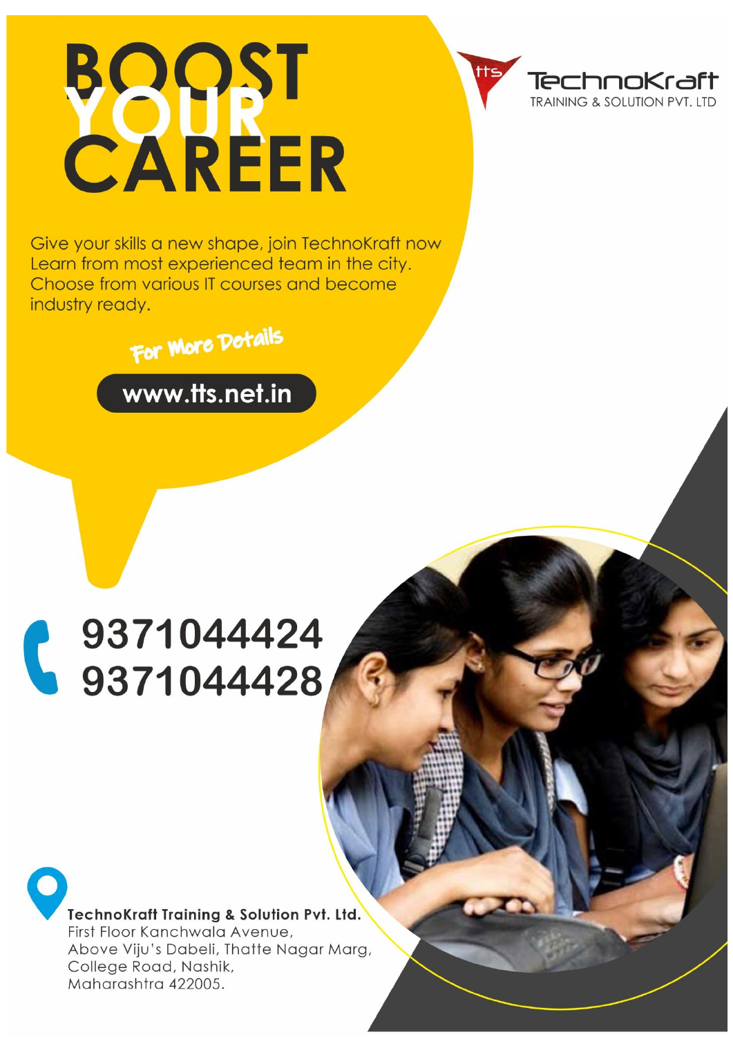# BOOST YOUR CAREER

TechnoKraft
TRAINING & SOLUTION PVT. LTD

Give your skills a new shape, join TechnoKraft now
Learn from most experienced team in the city.
Choose from various IT courses and become industry ready.

For More Details

**www.tts.net.in**

**9371044424**
**9371044428**

**TechnoKraft Training & Solution Pvt. Ltd.**
First Floor Kanchwala Avenue,
Above Viju's Dabeli, Thatte Nagar Marg,
College Road, Nashik,
Maharashtra 422005.